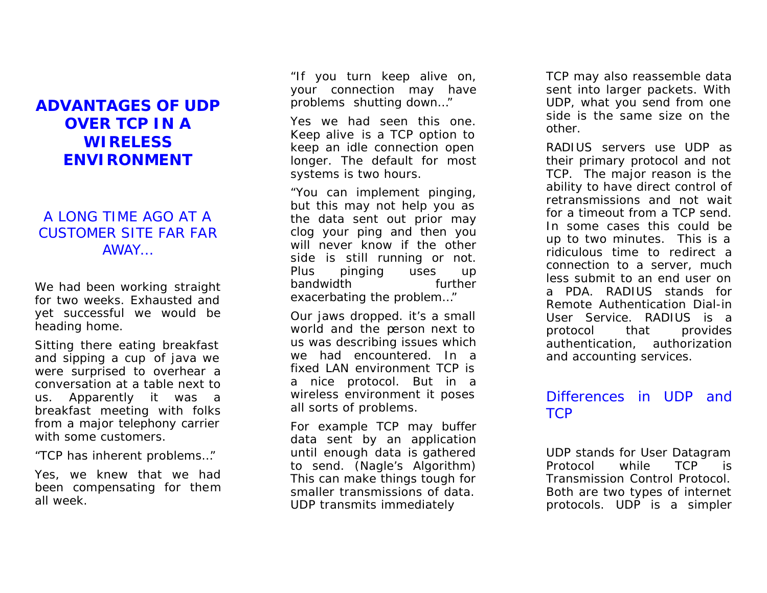# ADVANTAGES OF UDP OVER TCP IN A WIRELESS ENVIRONMENT

## A LONG TIME AGO AT A CUSTOMER SITE FAR FAR AWAY…

We had been working straight for two weeks. Exhausted and yet successful we would be heading home.

Sitting there eating breakfast and sipping a cup of java we were surprised to overhear a conversation at a table next to us. Apparently it was a breakfast meeting with folks from a major telephony carrier with some customers.

"TCP has inherent problems…"

Yes, we knew that we had been compensating for them all week.

"If you turn keep alive on, your connection may have problems shutting down…"

Yes we had seen this one. Keep alive is a TCP option to keep an idle connection open longer. The default for most systems is two hours.

"You can implement pinging, but this may not help you as the data sent out prior may clog your ping and then you will never know if the other side is still running or not. Plus pinging uses up bandwidth further exacerbating the problem…"

Our jaws dropped. it's a small world and the person next to us was describing issues which we had encountered. In a fixed LAN environment TCP is a nice protocol. But in a wireless environment it poses all sorts of problems.

For example TCP may buffer data sent by an application until enough data is gathered to send. (Nagle's Algorithm) This can make things tough for smaller transmissions of data. UDP transmits immediately

TCP may also reassemble data sent into larger packets. With UDP, what you send from one side is the same size on the other.

RADIUS servers use UDP as their primary protocol and not TCP. The major reason is the ability to have direct control of retransmissions and not wait for a timeout from a TCP send. In some cases this could be up to two minutes. This is a ridiculous time to redirect a connection to a server, much less submit to an end user on a PDA. RADIUS stands for Remote Authentication Dial-in User Service. RADIUS is a protocol that provides authentication, authorization and accounting services.

## Differences in UDP and TCP

UDP stands for User Datagram Protocol while TCP is Transmission Control Protocol. Both are two types of internet protocols. UDP is a simpler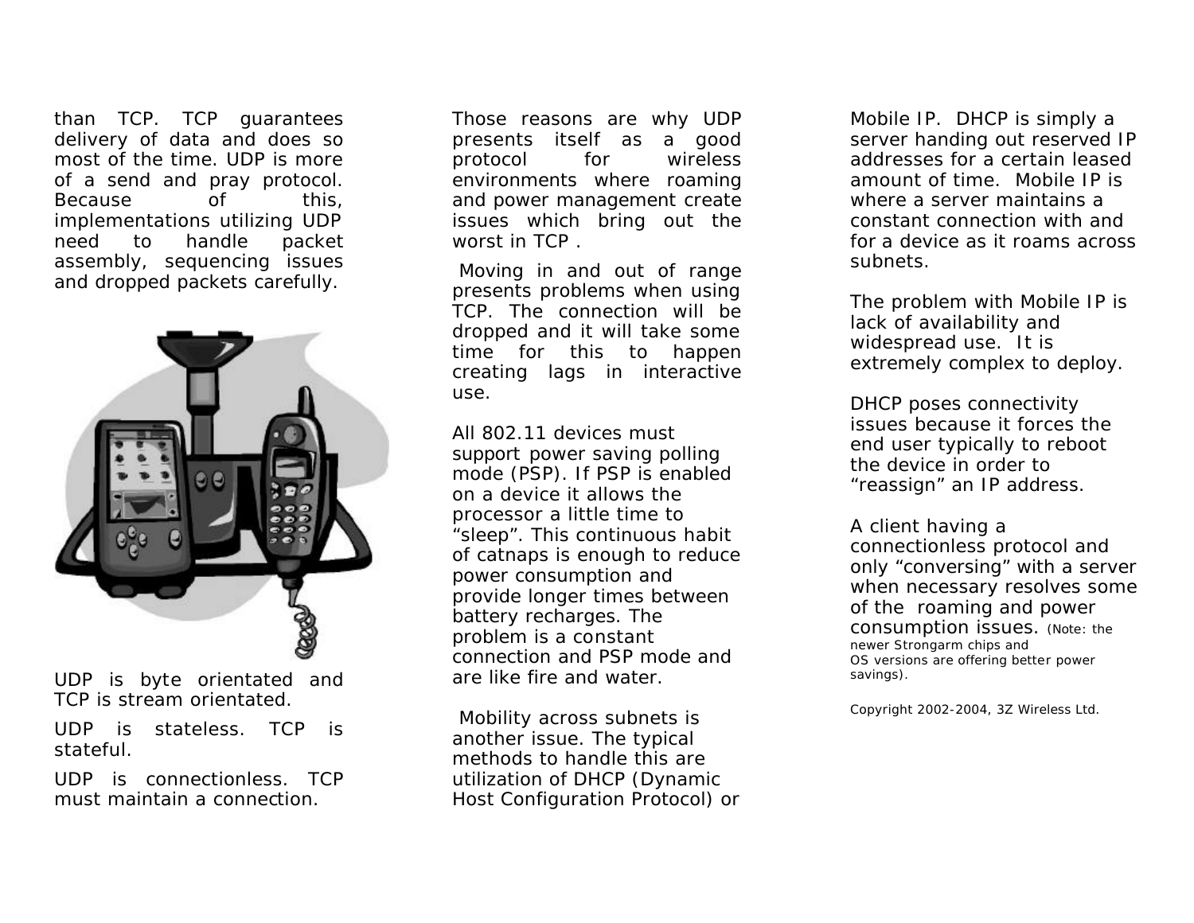than TCP. TCP guarantees delivery of data and does so most of the time. UDP is more of a send and pray protocol. Because of this, implementations utilizing UDP need to handle packet assembly, sequencing issues and dropped packets carefully.

UDP is byte orientated and TCP is stream orientated.

UDP is stateless. TCP is stateful.

UDP is connectionless. TCP must maintain a connection.

Those reasons are why UDP presents itself as a good protocol for wireless environments where roaming and power management create issues which bring out the worst in TCP .

Moving in and out of range presents problems when using TCP. The connection will be dropped and it will take some time for this to happen creating lags in interactive use.

All 802.11 devices must support power saving polling mode (PSP). If PSP is enabled on a device it allows the processor a little time to "sleep". This continuous habit of catnaps is enough to reduce power consumption and provide longer times between battery recharges. The problem is a constant connection and PSP mode and are like fire and water.

Mobility across subnets is another issue. The typical methods to handle this are utilization of DHCP (Dynamic Host Configuration Protocol) or Mobile IP. DHCP is simply a server handing out reserved IP addresses for a certain leased amount of time. Mobile IP is where a server maintains a constant connection with and for a device as it roams across subnets.

The problem with Mobile IP is lack of availability and widespread use. It is extremely complex to deploy.

DHCP poses connectivity issues because it forces the end user typically to reboot the device in order to "reassign" an IP address.

A client having a connectionless protocol and only "conversing" with a server when necessary resolves some of the roaming and power consumption issues. (Note: the newer Strongarm chips and OS versions are offering better power savings).

Copyright 2002-2004, 3Z Wireless Ltd.